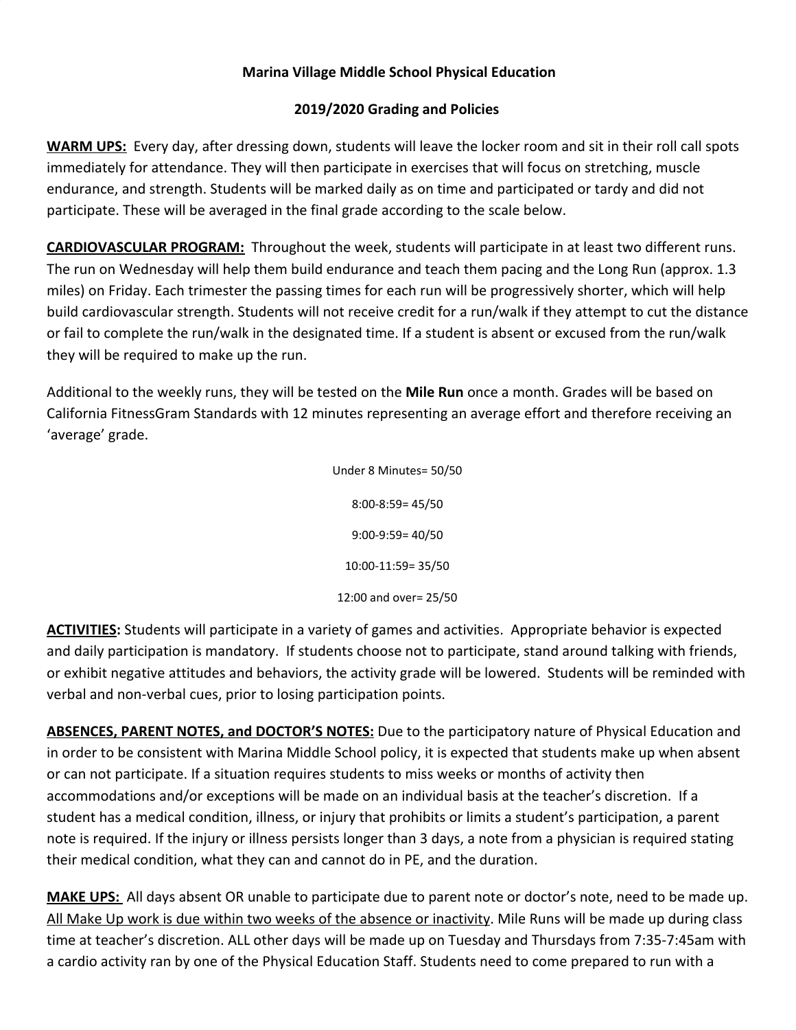**Marina Village Middle School Physical Education**

**2019/2020 Grading and Policies**

**WARM UPS:** Every day, after dressing down, students will leave the locker room and sit in their roll call spots immediately for attendance. They will then participate in exercises that will focus on stretching, muscle endurance, and strength. Students will be marked daily as on time and participated or tardy and did not participate. These will be averaged in the final grade according to the scale below.

**CARDIOVASCULAR PROGRAM:** Throughout the week, students will participate in at least two different runs. The run on Wednesday will help them build endurance and teach them pacing and the Long Run (approx. 1.3 miles) on Friday. Each trimester the passing times for each run will be progressively shorter, which will help build cardiovascular strength. Students will not receive credit for a run/walk if they attempt to cut the distance or fail to complete the run/walk in the designated time. If a student is absent or excused from the run/walk they will be required to make up the run.

Additional to the weekly runs, they will be tested on the **Mile Run** once a month. Grades will be based on California FitnessGram Standards with 12 minutes representing an average effort and therefore receiving an 'average' grade.

Under 8 Minutes= 50/50

8:00-8:59= 45/50

9:00-9:59= 40/50

10:00-11:59= 35/50

12:00 and over= 25/50

**ACTIVITIES:** Students will participate in a variety of games and activities. Appropriate behavior is expected and daily participation is mandatory. If students choose not to participate, stand around talking with friends, or exhibit negative attitudes and behaviors, the activity grade will be lowered. Students will be reminded with verbal and non-verbal cues, prior to losing participation points.

**ABSENCES, PARENT NOTES, and DOCTOR'S NOTES:** Due to the participatory nature of Physical Education and in order to be consistent with Marina Middle School policy, it is expected that students make up when absent or can not participate. If a situation requires students to miss weeks or months of activity then accommodations and/or exceptions will be made on an individual basis at the teacher's discretion. If a student has a medical condition, illness, or injury that prohibits or limits a student's participation, a parent note is required. If the injury or illness persists longer than 3 days, a note from a physician is required stating their medical condition, what they can and cannot do in PE, and the duration.

**MAKE UPS:** All days absent OR unable to participate due to parent note or doctor's note, need to be made up. All Make Up work is due within two weeks of the absence or inactivity. Mile Runs will be made up during class time at teacher's discretion. ALL other days will be made up on Tuesday and Thursdays from 7:35-7:45am with a cardio activity ran by one of the Physical Education Staff. Students need to come prepared to run with a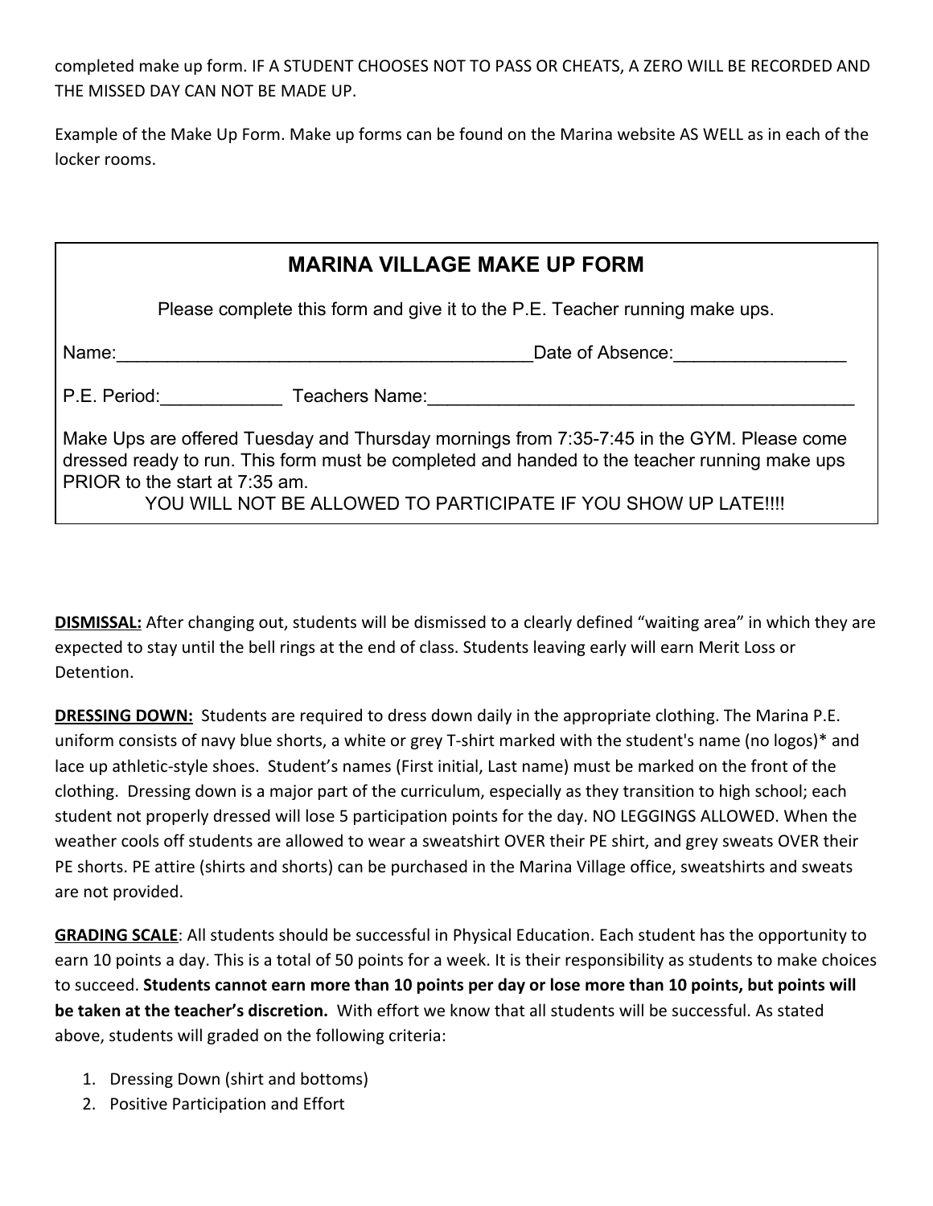completed make up form. IF A STUDENT CHOOSES NOT TO PASS OR CHEATS, A ZERO WILL BE RECORDED AND THE MISSED DAY CAN NOT BE MADE UP.

Example of the Make Up Form. Make up forms can be found on the Marina website AS WELL as in each of the locker rooms.

---

## MARINA VILLAGE MAKE UP FORM

Please complete this form and give it to the P.E. Teacher running make ups.

Name:_________________________________________Date of Absence:_________________

P.E. Period:____________ Teachers Name:____________________________________________

Make Ups are offered Tuesday and Thursday mornings from 7:35-7:45 in the GYM. Please come dressed ready to run. This form must be completed and handed to the teacher running make ups PRIOR to the start at 7:35 am.

YOU WILL NOT BE ALLOWED TO PARTICIPATE IF YOU SHOW UP LATE!!!!

---

**DISMISSAL:** After changing out, students will be dismissed to a clearly defined "waiting area" in which they are expected to stay until the bell rings at the end of class. Students leaving early will earn Merit Loss or Detention.

**DRESSING DOWN:** Students are required to dress down daily in the appropriate clothing. The Marina P.E. uniform consists of navy blue shorts, a white or grey T-shirt marked with the student's name (no logos)* and lace up athletic-style shoes. Student's names (First initial, Last name) must be marked on the front of the clothing. Dressing down is a major part of the curriculum, especially as they transition to high school; each student not properly dressed will lose 5 participation points for the day. NO LEGGINGS ALLOWED. When the weather cools off students are allowed to wear a sweatshirt OVER their PE shirt, and grey sweats OVER their PE shorts. PE attire (shirts and shorts) can be purchased in the Marina Village office, sweatshirts and sweats are not provided.

**GRADING SCALE**: All students should be successful in Physical Education. Each student has the opportunity to earn 10 points a day. This is a total of 50 points for a week. It is their responsibility as students to make choices to succeed. **Students cannot earn more than 10 points per day or lose more than 10 points, but points will be taken at the teacher's discretion.** With effort we know that all students will be successful. As stated above, students will graded on the following criteria:

1. Dressing Down (shirt and bottoms)
2. Positive Participation and Effort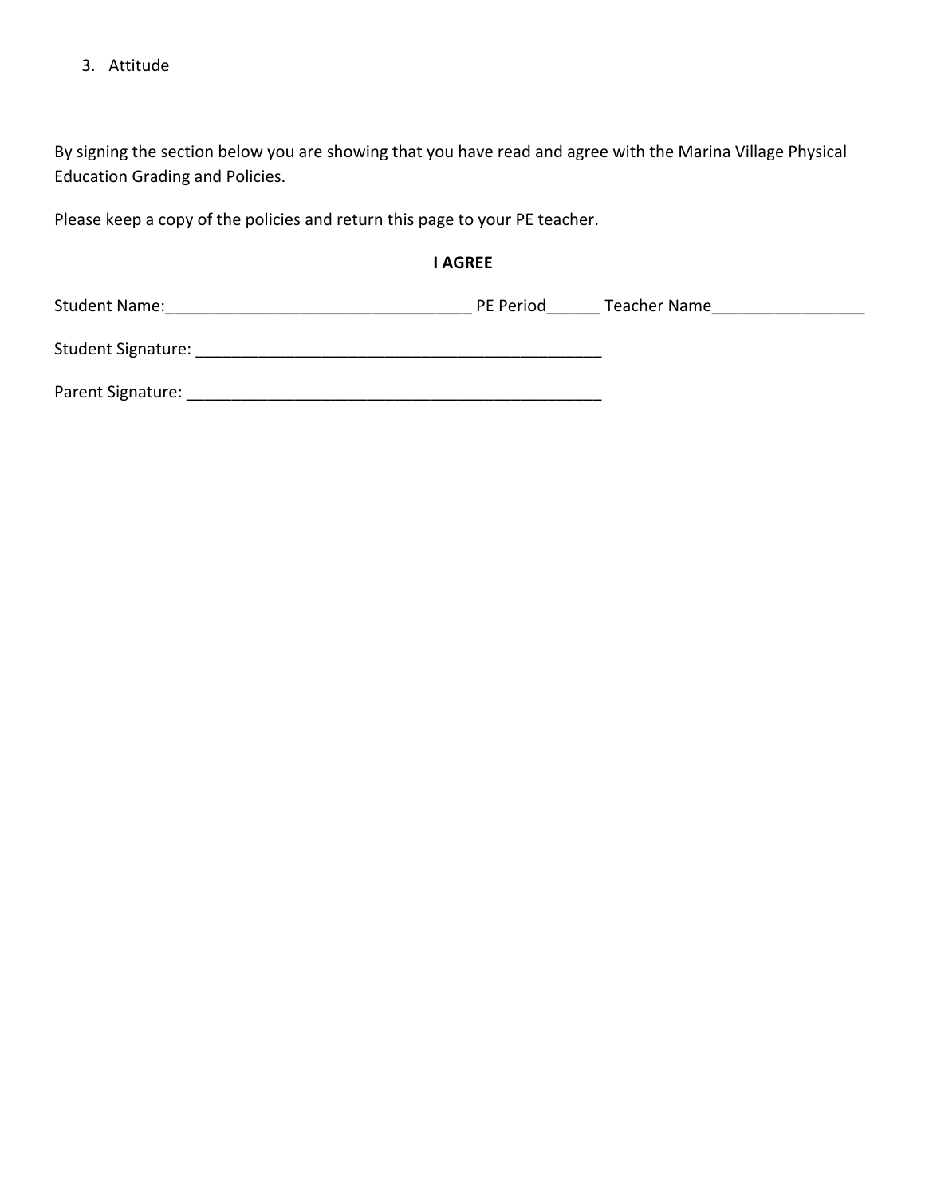3. Attitude

By signing the section below you are showing that you have read and agree with the Marina Village Physical Education Grading and Policies.

Please keep a copy of the policies and return this page to your PE teacher.

**I AGREE**

Student Name:__________________________________ PE Period______ Teacher Name_________________

Student Signature: ______________________________________________

Parent Signature: _______________________________________________